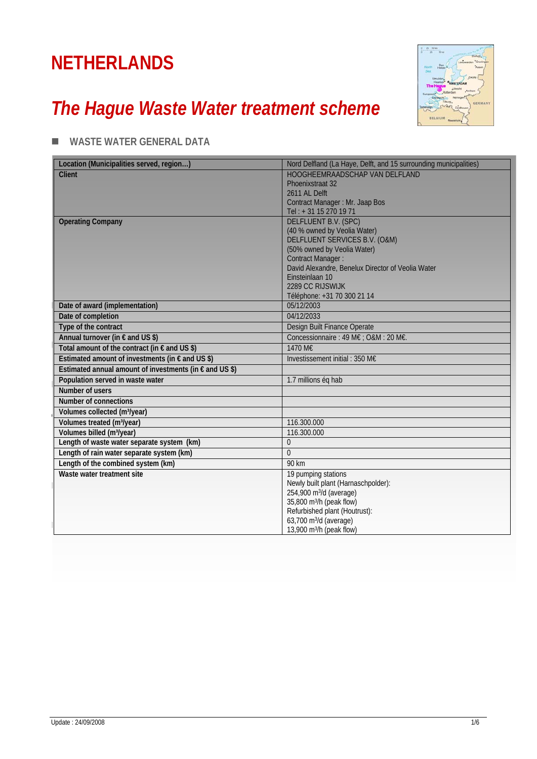# NETHERLANDS

## *The Hague Waste Water treatment scheme*

### WASTE WATER GENERAL DATA

| Location (Municipalities served, region…) | Nord Delfland (La Haye, Delft, and 15 surrounding municipalities) |
|---|---|
| **Client** | HOOGHEEMRAADSCHAP VAN DELFLAND<br>Phoenixstraat 32<br>2611 AL Delft<br>Contract Manager : Mr. Jaap Bos<br>Tel : + 31 15 270 19 71 |
| **Operating Company** | DELFLUENT B.V. (SPC)<br>(40 % owned by Veolia Water)<br>DELFLUENT SERVICES B.V. (O&M)<br>(50% owned by Veolia Water)<br>Contract Manager :<br>David Alexandre, Benelux Director of Veolia Water<br>Einsteinlaan 10<br>2289 CC RIJSWIJK<br>Téléphone: +31 70 300 21 14 |
| **Date of award (implementation)** | 05/12/2003 |
| **Date of completion** | 04/12/2033 |
| **Type of the contract** | Design Built Finance Operate |
| **Annual turnover (in € and US $)** | Concessionnaire : 49 M€ ; O&M : 20 M€. |
| **Total amount of the contract (in € and US $)** | 1470 M€ |
| **Estimated amount of investments (in € and US $)** | Investissement initial : 350 M€ |
| **Estimated annual amount of investments (in € and US $)** | |
| **Population served in waste water** | 1.7 millions éq hab |
| **Number of users** | |
| **Number of connections** | |
| **Volumes collected (m³/year)** | |
| **Volumes treated (m³/year)** | 116.300.000 |
| **Volumes billed (m³/year)** | 116.300.000 |
| **Length of waste water separate system (km)** | 0 |
| **Length of rain water separate system (km)** | 0 |
| **Length of the combined system (km)** | 90 km |
| **Waste water treatment site** | 19 pumping stations<br>Newly built plant (Harnaschpolder):<br>254,900 m³/d (average)<br>35,800 m³/h (peak flow)<br>Refurbished plant (Houtrust):<br>63,700 m³/d (average)<br>13,900 m³/h (peak flow) |

Update : 24/09/2008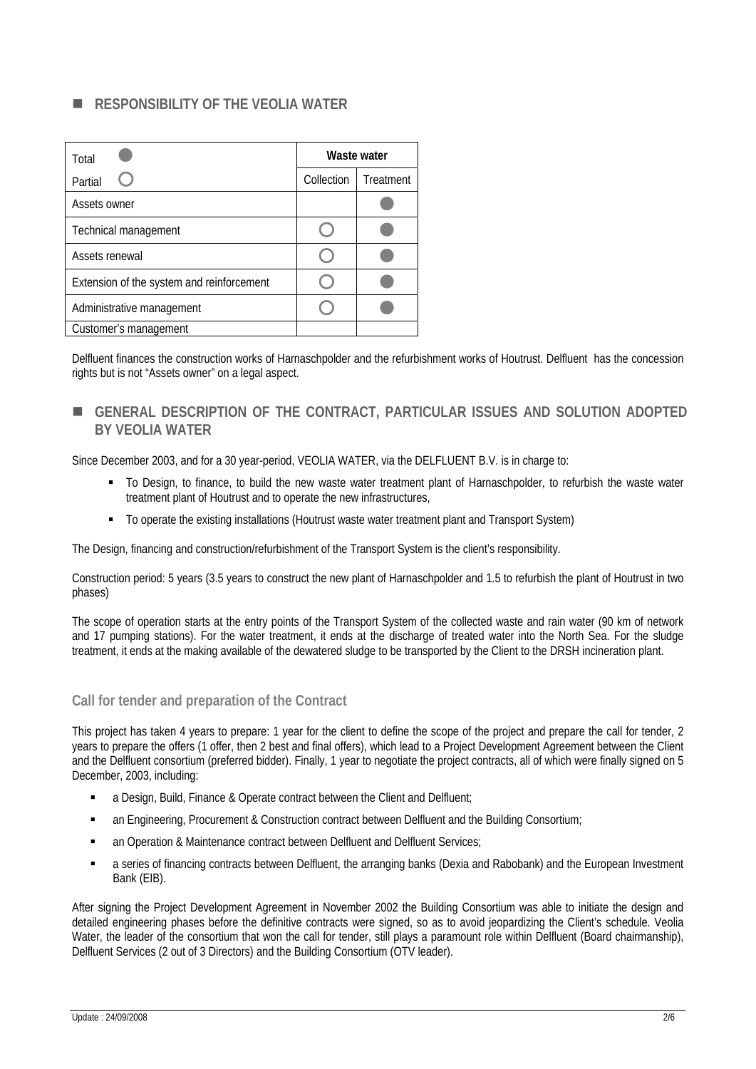## RESPONSIBILITY OF THE VEOLIA WATER

| Total ● / Partial ○ | Waste water | |
|---|---|---|
| | Collection | Treatment |
| Assets owner | | ● |
| Technical management | ○ | ● |
| Assets renewal | ○ | ● |
| Extension of the system and reinforcement | ○ | ● |
| Administrative management | ○ | ● |
| Customer's management | | |

Delfluent finances the construction works of Harnaschpolder and the refurbishment works of Houtrust. Delfluent has the concession rights but is not "Assets owner" on a legal aspect.

## GENERAL DESCRIPTION OF THE CONTRACT, PARTICULAR ISSUES AND SOLUTION ADOPTED BY VEOLIA WATER

Since December 2003, and for a 30 year-period, VEOLIA WATER, via the DELFLUENT B.V. is in charge to:

- To Design, to finance, to build the new waste water treatment plant of Harnaschpolder, to refurbish the waste water treatment plant of Houtrust and to operate the new infrastructures,
- To operate the existing installations (Houtrust waste water treatment plant and Transport System)

The Design, financing and construction/refurbishment of the Transport System is the client's responsibility.

Construction period: 5 years (3.5 years to construct the new plant of Harnaschpolder and 1.5 to refurbish the plant of Houtrust in two phases)

The scope of operation starts at the entry points of the Transport System of the collected waste and rain water (90 km of network and 17 pumping stations). For the water treatment, it ends at the discharge of treated water into the North Sea. For the sludge treatment, it ends at the making available of the dewatered sludge to be transported by the Client to the DRSH incineration plant.

### Call for tender and preparation of the Contract

This project has taken 4 years to prepare: 1 year for the client to define the scope of the project and prepare the call for tender, 2 years to prepare the offers (1 offer, then 2 best and final offers), which lead to a Project Development Agreement between the Client and the Delfluent consortium (preferred bidder). Finally, 1 year to negotiate the project contracts, all of which were finally signed on 5 December, 2003, including:

- a Design, Build, Finance & Operate contract between the Client and Delfluent;
- an Engineering, Procurement & Construction contract between Delfluent and the Building Consortium;
- an Operation & Maintenance contract between Delfluent and Delfluent Services;
- a series of financing contracts between Delfluent, the arranging banks (Dexia and Rabobank) and the European Investment Bank (EIB).

After signing the Project Development Agreement in November 2002 the Building Consortium was able to initiate the design and detailed engineering phases before the definitive contracts were signed, so as to avoid jeopardizing the Client's schedule. Veolia Water, the leader of the consortium that won the call for tender, still plays a paramount role within Delfluent (Board chairmanship), Delfluent Services (2 out of 3 Directors) and the Building Consortium (OTV leader).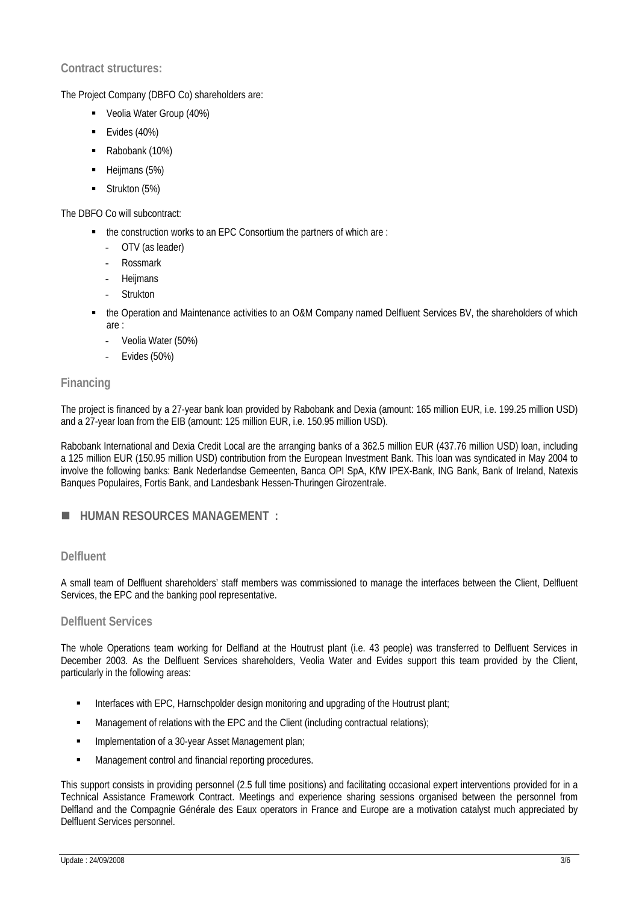### Contract structures:

The Project Company (DBFO Co) shareholders are:

- Veolia Water Group (40%)
- Evides (40%)
- Rabobank (10%)
- Heijmans (5%)
- Strukton (5%)

The DBFO Co will subcontract:

- the construction works to an EPC Consortium the partners of which are :
  - OTV (as leader)
  - Rossmark
  - Heijmans
  - Strukton
- the Operation and Maintenance activities to an O&M Company named Delfluent Services BV, the shareholders of which are :
  - Veolia Water (50%)
  - Evides (50%)

### Financing

The project is financed by a 27-year bank loan provided by Rabobank and Dexia (amount: 165 million EUR, i.e. 199.25 million USD) and a 27-year loan from the EIB (amount: 125 million EUR, i.e. 150.95 million USD).

Rabobank International and Dexia Credit Local are the arranging banks of a 362.5 million EUR (437.76 million USD) loan, including a 125 million EUR (150.95 million USD) contribution from the European Investment Bank. This loan was syndicated in May 2004 to involve the following banks: Bank Nederlandse Gemeenten, Banca OPI SpA, KfW IPEX-Bank, ING Bank, Bank of Ireland, Natexis Banques Populaires, Fortis Bank, and Landesbank Hessen-Thuringen Girozentrale.

## HUMAN RESOURCES MANAGEMENT :

### Delfluent

A small team of Delfluent shareholders' staff members was commissioned to manage the interfaces between the Client, Delfluent Services, the EPC and the banking pool representative.

### Delfluent Services

The whole Operations team working for Delfland at the Houtrust plant (i.e. 43 people) was transferred to Delfluent Services in December 2003. As the Delfluent Services shareholders, Veolia Water and Evides support this team provided by the Client, particularly in the following areas:

- Interfaces with EPC, Harnschpolder design monitoring and upgrading of the Houtrust plant;
- Management of relations with the EPC and the Client (including contractual relations);
- Implementation of a 30-year Asset Management plan;
- Management control and financial reporting procedures.

This support consists in providing personnel (2.5 full time positions) and facilitating occasional expert interventions provided for in a Technical Assistance Framework Contract. Meetings and experience sharing sessions organised between the personnel from Delfland and the Compagnie Générale des Eaux operators in France and Europe are a motivation catalyst much appreciated by Delfluent Services personnel.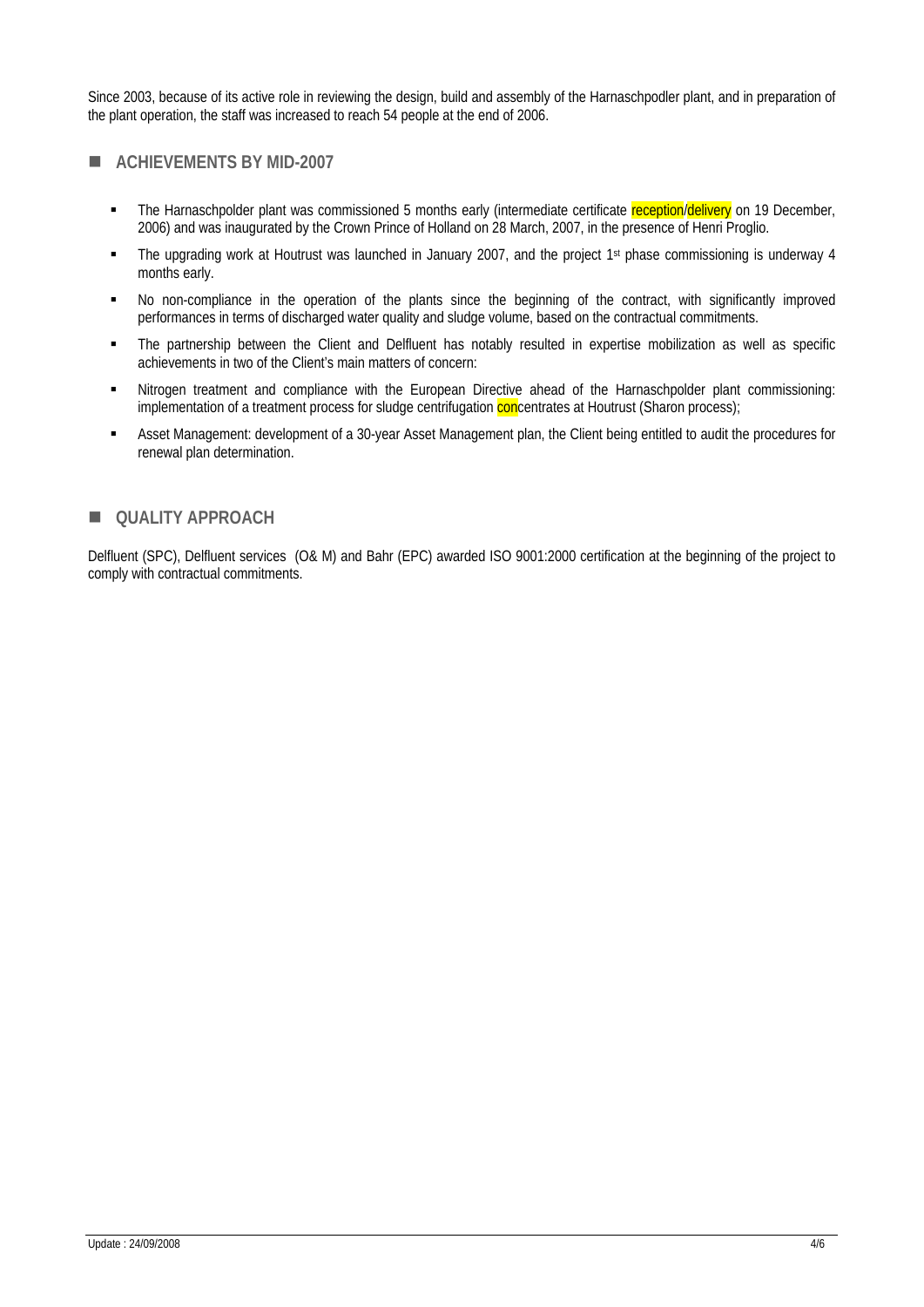Since 2003, because of its active role in reviewing the design, build and assembly of the Harnaschpodler plant, and in preparation of the plant operation, the staff was increased to reach 54 people at the end of 2006.

## ACHIEVEMENTS BY MID-2007

- The Harnaschpolder plant was commissioned 5 months early (intermediate certificate reception/delivery on 19 December, 2006) and was inaugurated by the Crown Prince of Holland on 28 March, 2007, in the presence of Henri Proglio.
- The upgrading work at Houtrust was launched in January 2007, and the project 1st phase commissioning is underway 4 months early.
- No non-compliance in the operation of the plants since the beginning of the contract, with significantly improved performances in terms of discharged water quality and sludge volume, based on the contractual commitments.
- The partnership between the Client and Delfluent has notably resulted in expertise mobilization as well as specific achievements in two of the Client's main matters of concern:
- Nitrogen treatment and compliance with the European Directive ahead of the Harnaschpolder plant commissioning: implementation of a treatment process for sludge centrifugation concentrates at Houtrust (Sharon process);
- Asset Management: development of a 30-year Asset Management plan, the Client being entitled to audit the procedures for renewal plan determination.

## QUALITY APPROACH

Delfluent (SPC), Delfluent services (O& M) and Bahr (EPC) awarded ISO 9001:2000 certification at the beginning of the project to comply with contractual commitments.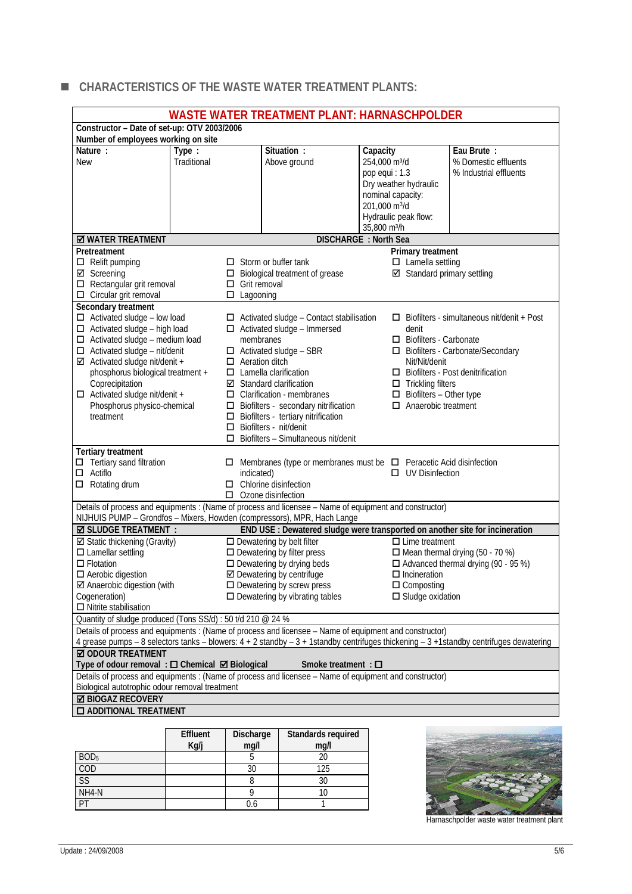## CHARACTERISTICS OF THE WASTE WATER TREATMENT PLANTS:

### WASTE WATER TREATMENT PLANT: HARNASCHPOLDER

**Constructor – Date of set-up:** OTV 2003/2006

**Number of employees working on site**

| Nature : | Type : | Situation : | Capacity | Eau Brute : |
|---|---|---|---|---|
| New | Traditional | Above ground | 254,000 $m^3$/d<br>pop equi : 1.3<br>Dry weather hydraulic nominal capacity: 201,000 $m^3$/d<br>Hydraulic peak flow: 35,800 $m^3$/h | % Domestic effluents<br>% Industrial effluents |

**☑ WATER TREATMENT** — **DISCHARGE : North Sea**

**Pretreatment**
- ☐ Relift pumping
- ☑ Screening
- ☐ Rectangular grit removal
- ☐ Circular grit removal
- ☐ Storm or buffer tank
- ☐ Biological treatment of grease
- ☐ Grit removal
- ☐ Lagooning

**Primary treatment**
- ☐ Lamella settling
- ☑ Standard primary settling

**Secondary treatment**
- ☐ Activated sludge – low load
- ☐ Activated sludge – high load
- ☐ Activated sludge – medium load
- ☐ Activated sludge – nit/denit
- ☑ Activated sludge nit/denit + phosphorus biological treatment + Coprecipitation
- ☐ Activated sludge nit/denit + Phosphorus physico-chemical treatment
- ☐ Activated sludge – Contact stabilisation
- ☐ Activated sludge – Immersed membranes
- ☐ Activated sludge – SBR
- ☐ Aeration ditch
- ☐ Lamella clarification
- ☑ Standard clarification
- ☐ Clarification - membranes
- ☐ Biofilters - secondary nitrification
- ☐ Biofilters - tertiary nitrification
- ☐ Biofilters - nit/denit
- ☐ Biofilters – Simultaneous nit/denit
- ☐ Biofilters - simultaneous nit/denit + Post denit
- ☐ Biofilters - Carbonate
- ☐ Biofilters - Carbonate/Secondary Nit/Nit/denit
- ☐ Biofilters - Post denitrification
- ☐ Trickling filters
- ☐ Biofilters – Other type
- ☐ Anaerobic treatment

**Tertiary treatment**
- ☐ Tertiary sand filtration
- ☐ Actiflo
- ☐ Rotating drum
- ☐ Membranes (type or membranes must be indicated)
- ☐ Chlorine disinfection
- ☐ Ozone disinfection
- ☐ Peracetic Acid disinfection
- ☐ UV Disinfection

Details of process and equipments : (Name of process and licensee – Name of equipment and constructor)
NIJHUIS PUMP – Grondfos – Mixers, Howden (compressors), MPR, Hach Lange

**☑ SLUDGE TREATMENT :** — **END USE : Dewatered sludge were transported on another site for incineration**

- ☑ Static thickening (Gravity)
- ☐ Lamellar settling
- ☐ Flotation
- ☐ Aerobic digestion
- ☑ Anaerobic digestion (with Cogeneration)
- ☐ Nitrite stabilisation
- ☐ Dewatering by belt filter
- ☐ Dewatering by filter press
- ☐ Dewatering by drying beds
- ☑ Dewatering by centrifuge
- ☐ Dewatering by screw press
- ☐ Dewatering by vibrating tables
- ☐ Lime treatment
- ☐ Mean thermal drying (50 - 70 %)
- ☐ Advanced thermal drying (90 - 95 %)
- ☐ Incineration
- ☐ Composting
- ☐ Sludge oxidation

Quantity of sludge produced (Tons SS/d) : 50 t/d 210 @ 24 %

Details of process and equipments : (Name of process and licensee – Name of equipment and constructor)
4 grease pumps – 8 selectors tanks – blowers: 4 + 2 standby – 3 + 1standby centrifuges thickening – 3 +1standby centrifuges dewatering

**☑ ODOUR TREATMENT**

**Type of odour removal : ☐ Chemical ☑ Biological** — **Smoke treatment : ☐**

Details of process and equipments : (Name of process and licensee – Name of equipment and constructor)
Biological autotrophic odour removal treatment

**☑ BIOGAZ RECOVERY**

**☐ ADDITIONAL TREATMENT**

| | Effluent Kg/j | Discharge mg/l | Standards required mg/l |
|---|---|---|---|
| $BOD_5$ | | 5 | 20 |
| COD | | 30 | 125 |
| SS | | 8 | 30 |
| NH4-N | | 9 | 10 |
| PT | | 0.6 | 1 |

Harnaschpolder waste water treatment plant

Update : 24/09/2008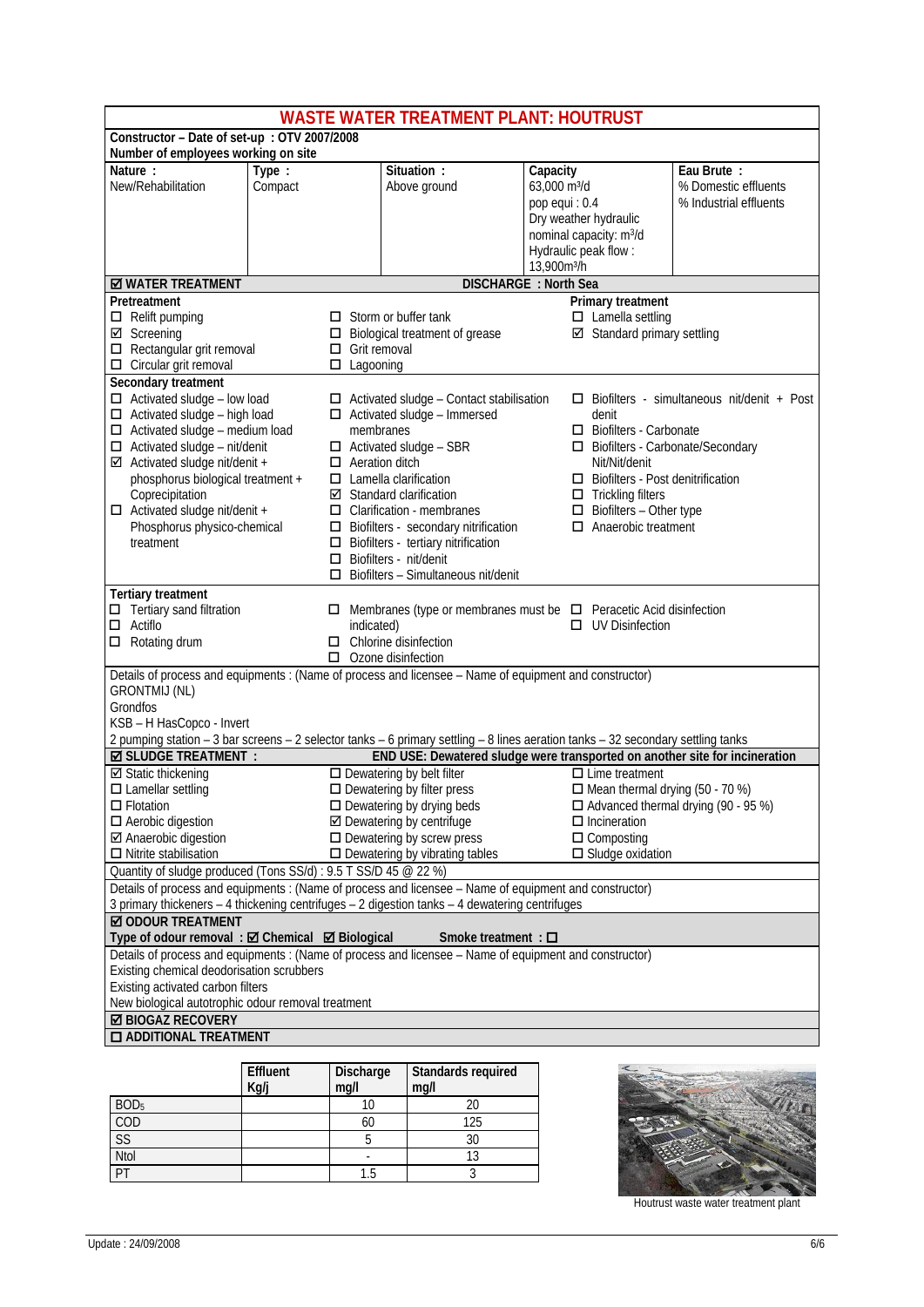# WASTE WATER TREATMENT PLANT: HOUTRUST

**Constructor – Date of set-up : OTV 2007/2008**
**Number of employees working on site**

| Nature : | Type : | Situation : | Capacity | Eau Brute : |
|---|---|---|---|---|
| New/Rehabilitation | Compact | Above ground | 63,000 m³/d<br>pop equi : 0.4<br>Dry weather hydraulic nominal capacity: m³/d<br>Hydraulic peak flow : 13,900m³/h | % Domestic effluents<br>% Industrial effluents |

**☑ WATER TREATMENT** — **DISCHARGE : North Sea**

**Pretreatment**
- ☐ Relift pumping
- ☑ Screening
- ☐ Rectangular grit removal
- ☐ Circular grit removal
- ☐ Storm or buffer tank
- ☐ Biological treatment of grease
- ☐ Grit removal
- ☐ Lagooning

**Primary treatment**
- ☐ Lamella settling
- ☑ Standard primary settling

**Secondary treatment**
- ☐ Activated sludge – low load
- ☐ Activated sludge – high load
- ☐ Activated sludge – medium load
- ☐ Activated sludge – nit/denit
- ☑ Activated sludge nit/denit + phosphorus biological treatment + Coprecipitation
- ☐ Activated sludge nit/denit + Phosphorus physico-chemical treatment
- ☐ Activated sludge – Contact stabilisation
- ☐ Activated sludge – Immersed membranes
- ☐ Activated sludge – SBR
- ☐ Aeration ditch
- ☐ Lamella clarification
- ☑ Standard clarification
- ☐ Clarification - membranes
- ☐ Biofilters - secondary nitrification
- ☐ Biofilters - tertiary nitrification
- ☐ Biofilters - nit/denit
- ☐ Biofilters – Simultaneous nit/denit
- ☐ Biofilters - simultaneous nit/denit + Post denit
- ☐ Biofilters - Carbonate
- ☐ Biofilters - Carbonate/Secondary Nit/Nit/denit
- ☐ Biofilters - Post denitrification
- ☐ Trickling filters
- ☐ Biofilters – Other type
- ☐ Anaerobic treatment

**Tertiary treatment**
- ☐ Tertiary sand filtration
- ☐ Actiflo
- ☐ Rotating drum
- ☐ Membranes (type or membranes must be indicated)
- ☐ Chlorine disinfection
- ☐ Ozone disinfection
- ☐ Peracetic Acid disinfection
- ☐ UV Disinfection

Details of process and equipments : (Name of process and licensee – Name of equipment and constructor)
GRONTMIJ (NL)
Grondfos
KSB – H HasCopco - Invert
2 pumping station – 3 bar screens – 2 selector tanks – 6 primary settling – 8 lines aeration tanks – 32 secondary settling tanks

**☑ SLUDGE TREATMENT :** — **END USE: Dewatered sludge were transported on another site for incineration**

- ☑ Static thickening
- ☐ Lamellar settling
- ☐ Flotation
- ☐ Aerobic digestion
- ☑ Anaerobic digestion
- ☐ Nitrite stabilisation
- ☐ Dewatering by belt filter
- ☐ Dewatering by filter press
- ☐ Dewatering by drying beds
- ☑ Dewatering by centrifuge
- ☐ Dewatering by screw press
- ☐ Dewatering by vibrating tables
- ☐ Lime treatment
- ☐ Mean thermal drying (50 - 70 %)
- ☐ Advanced thermal drying (90 - 95 %)
- ☐ Incineration
- ☐ Composting
- ☐ Sludge oxidation

Quantity of sludge produced (Tons SS/d) : 9.5 T SS/D 45 @ 22 %)

Details of process and equipments : (Name of process and licensee – Name of equipment and constructor)
3 primary thickeners – 4 thickening centrifuges – 2 digestion tanks – 4 dewatering centrifuges

**☑ ODOUR TREATMENT**
**Type of odour removal : ☑ Chemical ☑ Biological** — **Smoke treatment : ☐**

Details of process and equipments : (Name of process and licensee – Name of equipment and constructor)
Existing chemical deodorisation scrubbers
Existing activated carbon filters
New biological autotrophic odour removal treatment

**☑ BIOGAZ RECOVERY**

**☐ ADDITIONAL TREATMENT**

| | Effluent Kg/j | Discharge mg/l | Standards required mg/l |
|---|---|---|---|
| $BOD_5$ | | 10 | 20 |
| COD | | 60 | 125 |
| SS | | 5 | 30 |
| Ntol | | - | 13 |
| PT | | 1.5 | 3 |

Houtrust waste water treatment plant

Update : 24/09/2008